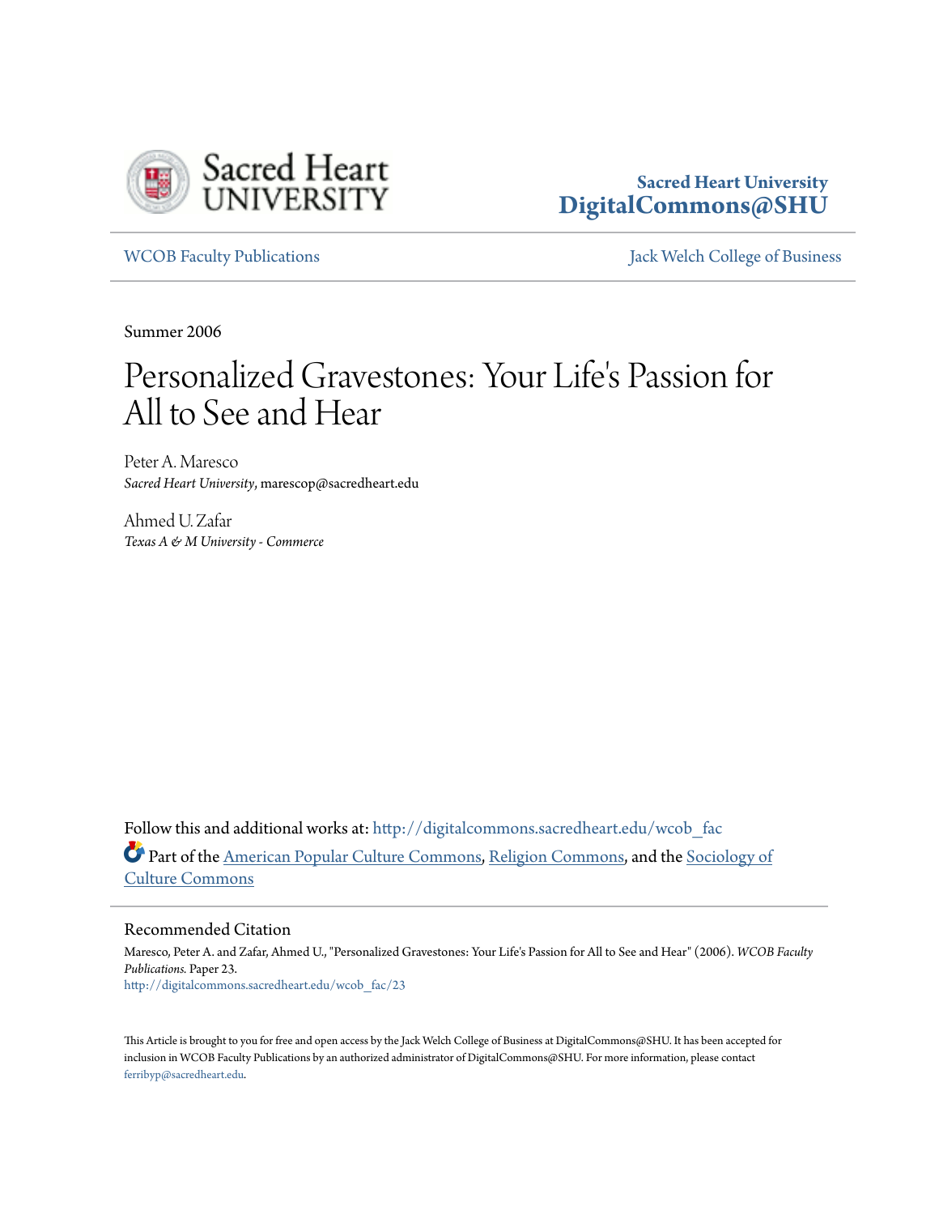Sacred Heart University
**DigitalCommons@SHU**

WCOB Faculty Publications | Jack Welch College of Business

Summer 2006

# Personalized Gravestones: Your Life's Passion for All to See and Hear

Peter A. Maresco
*Sacred Heart University*, marescop@sacredheart.edu

Ahmed U. Zafar
*Texas A & M University - Commerce*

Follow this and additional works at: http://digitalcommons.sacredheart.edu/wcob_fac

Part of the American Popular Culture Commons, Religion Commons, and the Sociology of Culture Commons

## Recommended Citation

Maresco, Peter A. and Zafar, Ahmed U., "Personalized Gravestones: Your Life's Passion for All to See and Hear" (2006). *WCOB Faculty Publications.* Paper 23.
http://digitalcommons.sacredheart.edu/wcob_fac/23

This Article is brought to you for free and open access by the Jack Welch College of Business at DigitalCommons@SHU. It has been accepted for inclusion in WCOB Faculty Publications by an authorized administrator of DigitalCommons@SHU. For more information, please contact ferribyp@sacredheart.edu.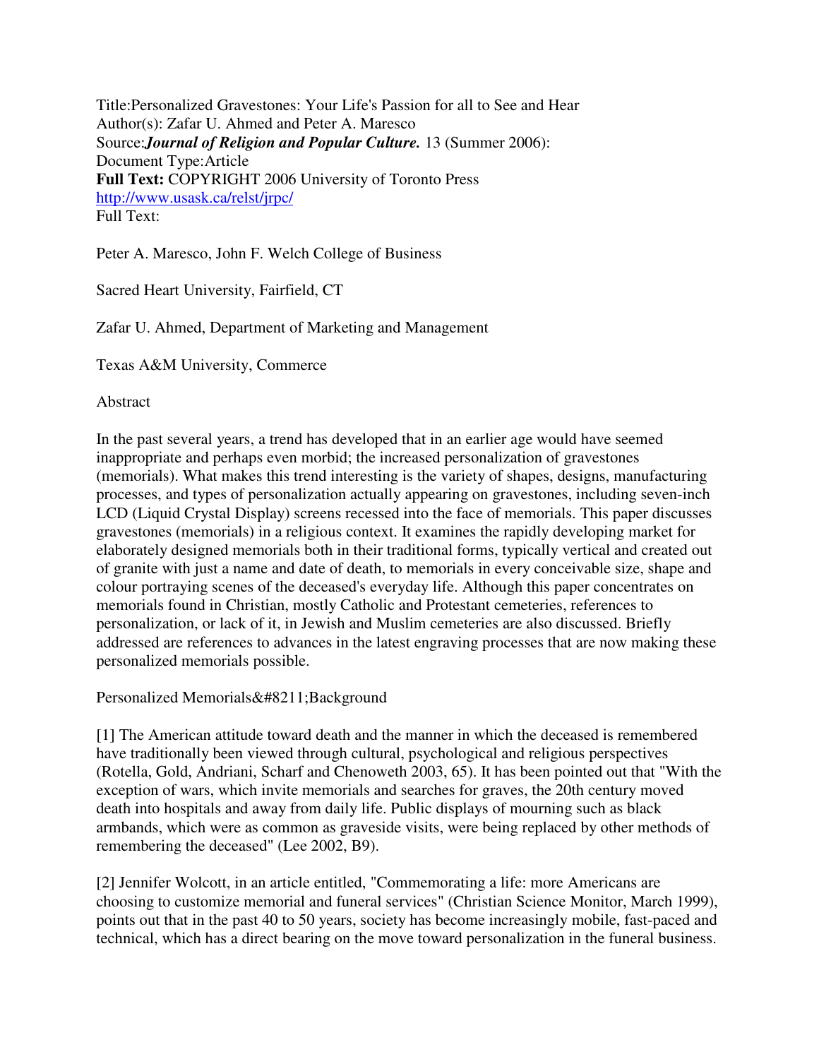Title:Personalized Gravestones: Your Life's Passion for all to See and Hear
Author(s): Zafar U. Ahmed and Peter A. Maresco
Source:***Journal of Religion and Popular Culture.*** 13 (Summer 2006):
Document Type:Article
**Full Text:** COPYRIGHT 2006 University of Toronto Press
http://www.usask.ca/relst/jrpc/
Full Text:

Peter A. Maresco, John F. Welch College of Business

Sacred Heart University, Fairfield, CT

Zafar U. Ahmed, Department of Marketing and Management

Texas A&M University, Commerce

Abstract

In the past several years, a trend has developed that in an earlier age would have seemed inappropriate and perhaps even morbid; the increased personalization of gravestones (memorials). What makes this trend interesting is the variety of shapes, designs, manufacturing processes, and types of personalization actually appearing on gravestones, including seven-inch LCD (Liquid Crystal Display) screens recessed into the face of memorials. This paper discusses gravestones (memorials) in a religious context. It examines the rapidly developing market for elaborately designed memorials both in their traditional forms, typically vertical and created out of granite with just a name and date of death, to memorials in every conceivable size, shape and colour portraying scenes of the deceased's everyday life. Although this paper concentrates on memorials found in Christian, mostly Catholic and Protestant cemeteries, references to personalization, or lack of it, in Jewish and Muslim cemeteries are also discussed. Briefly addressed are references to advances in the latest engraving processes that are now making these personalized memorials possible.

Personalized Memorials&#8211;Background

[1] The American attitude toward death and the manner in which the deceased is remembered have traditionally been viewed through cultural, psychological and religious perspectives (Rotella, Gold, Andriani, Scharf and Chenoweth 2003, 65). It has been pointed out that "With the exception of wars, which invite memorials and searches for graves, the 20th century moved death into hospitals and away from daily life. Public displays of mourning such as black armbands, which were as common as graveside visits, were being replaced by other methods of remembering the deceased" (Lee 2002, B9).

[2] Jennifer Wolcott, in an article entitled, "Commemorating a life: more Americans are choosing to customize memorial and funeral services" (Christian Science Monitor, March 1999), points out that in the past 40 to 50 years, society has become increasingly mobile, fast-paced and technical, which has a direct bearing on the move toward personalization in the funeral business.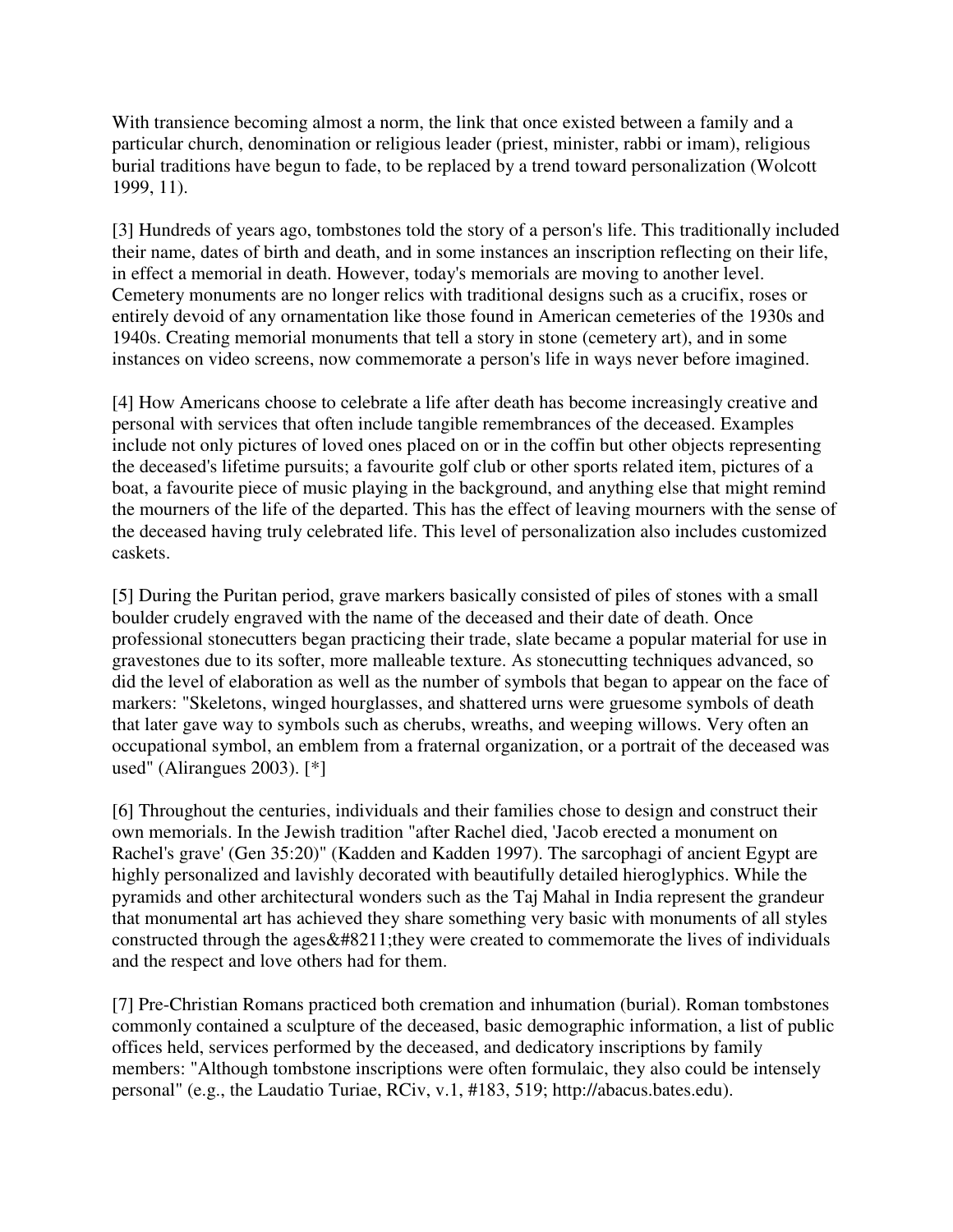With transience becoming almost a norm, the link that once existed between a family and a particular church, denomination or religious leader (priest, minister, rabbi or imam), religious burial traditions have begun to fade, to be replaced by a trend toward personalization (Wolcott 1999, 11).

[3] Hundreds of years ago, tombstones told the story of a person's life. This traditionally included their name, dates of birth and death, and in some instances an inscription reflecting on their life, in effect a memorial in death. However, today's memorials are moving to another level. Cemetery monuments are no longer relics with traditional designs such as a crucifix, roses or entirely devoid of any ornamentation like those found in American cemeteries of the 1930s and 1940s. Creating memorial monuments that tell a story in stone (cemetery art), and in some instances on video screens, now commemorate a person's life in ways never before imagined.

[4] How Americans choose to celebrate a life after death has become increasingly creative and personal with services that often include tangible remembrances of the deceased. Examples include not only pictures of loved ones placed on or in the coffin but other objects representing the deceased's lifetime pursuits; a favourite golf club or other sports related item, pictures of a boat, a favourite piece of music playing in the background, and anything else that might remind the mourners of the life of the departed. This has the effect of leaving mourners with the sense of the deceased having truly celebrated life. This level of personalization also includes customized caskets.

[5] During the Puritan period, grave markers basically consisted of piles of stones with a small boulder crudely engraved with the name of the deceased and their date of death. Once professional stonecutters began practicing their trade, slate became a popular material for use in gravestones due to its softer, more malleable texture. As stonecutting techniques advanced, so did the level of elaboration as well as the number of symbols that began to appear on the face of markers: "Skeletons, winged hourglasses, and shattered urns were gruesome symbols of death that later gave way to symbols such as cherubs, wreaths, and weeping willows. Very often an occupational symbol, an emblem from a fraternal organization, or a portrait of the deceased was used" (Alirangues 2003). [*]

[6] Throughout the centuries, individuals and their families chose to design and construct their own memorials. In the Jewish tradition "after Rachel died, 'Jacob erected a monument on Rachel's grave' (Gen 35:20)" (Kadden and Kadden 1997). The sarcophagi of ancient Egypt are highly personalized and lavishly decorated with beautifully detailed hieroglyphics. While the pyramids and other architectural wonders such as the Taj Mahal in India represent the grandeur that monumental art has achieved they share something very basic with monuments of all styles constructed through the ages&#8211;they were created to commemorate the lives of individuals and the respect and love others had for them.

[7] Pre-Christian Romans practiced both cremation and inhumation (burial). Roman tombstones commonly contained a sculpture of the deceased, basic demographic information, a list of public offices held, services performed by the deceased, and dedicatory inscriptions by family members: "Although tombstone inscriptions were often formulaic, they also could be intensely personal" (e.g., the Laudatio Turiae, RCiv, v.1, #183, 519; http://abacus.bates.edu).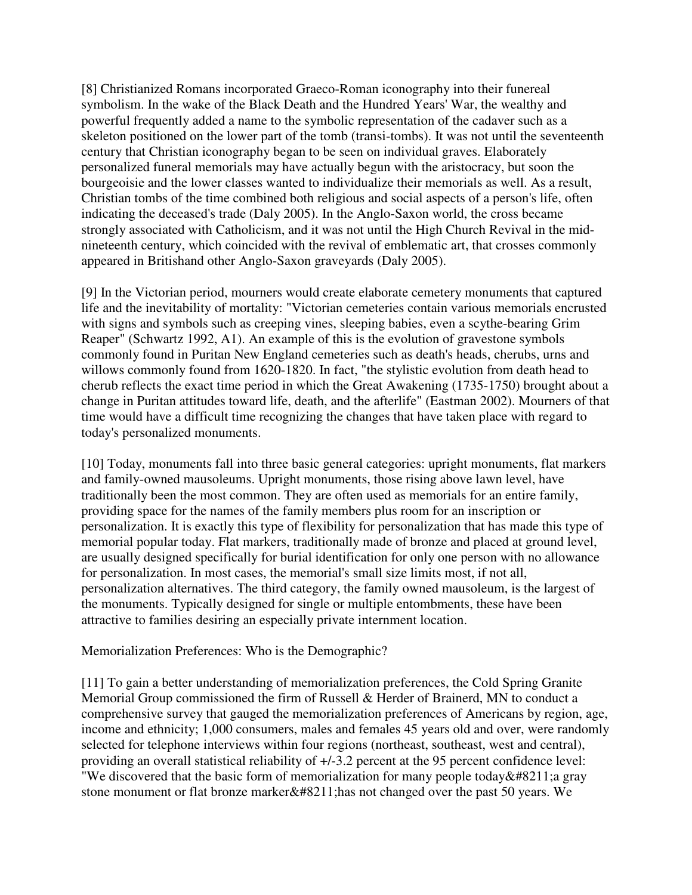[8] Christianized Romans incorporated Graeco-Roman iconography into their funereal symbolism. In the wake of the Black Death and the Hundred Years' War, the wealthy and powerful frequently added a name to the symbolic representation of the cadaver such as a skeleton positioned on the lower part of the tomb (transi-tombs). It was not until the seventeenth century that Christian iconography began to be seen on individual graves. Elaborately personalized funeral memorials may have actually begun with the aristocracy, but soon the bourgeoisie and the lower classes wanted to individualize their memorials as well. As a result, Christian tombs of the time combined both religious and social aspects of a person's life, often indicating the deceased's trade (Daly 2005). In the Anglo-Saxon world, the cross became strongly associated with Catholicism, and it was not until the High Church Revival in the mid-nineteenth century, which coincided with the revival of emblematic art, that crosses commonly appeared in Britishand other Anglo-Saxon graveyards (Daly 2005).

[9] In the Victorian period, mourners would create elaborate cemetery monuments that captured life and the inevitability of mortality: "Victorian cemeteries contain various memorials encrusted with signs and symbols such as creeping vines, sleeping babies, even a scythe-bearing Grim Reaper" (Schwartz 1992, A1). An example of this is the evolution of gravestone symbols commonly found in Puritan New England cemeteries such as death's heads, cherubs, urns and willows commonly found from 1620-1820. In fact, "the stylistic evolution from death head to cherub reflects the exact time period in which the Great Awakening (1735-1750) brought about a change in Puritan attitudes toward life, death, and the afterlife" (Eastman 2002). Mourners of that time would have a difficult time recognizing the changes that have taken place with regard to today's personalized monuments.

[10] Today, monuments fall into three basic general categories: upright monuments, flat markers and family-owned mausoleums. Upright monuments, those rising above lawn level, have traditionally been the most common. They are often used as memorials for an entire family, providing space for the names of the family members plus room for an inscription or personalization. It is exactly this type of flexibility for personalization that has made this type of memorial popular today. Flat markers, traditionally made of bronze and placed at ground level, are usually designed specifically for burial identification for only one person with no allowance for personalization. In most cases, the memorial's small size limits most, if not all, personalization alternatives. The third category, the family owned mausoleum, is the largest of the monuments. Typically designed for single or multiple entombments, these have been attractive to families desiring an especially private internment location.

## Memorialization Preferences: Who is the Demographic?

[11] To gain a better understanding of memorialization preferences, the Cold Spring Granite Memorial Group commissioned the firm of Russell & Herder of Brainerd, MN to conduct a comprehensive survey that gauged the memorialization preferences of Americans by region, age, income and ethnicity; 1,000 consumers, males and females 45 years old and over, were randomly selected for telephone interviews within four regions (northeast, southeast, west and central), providing an overall statistical reliability of +/-3.2 percent at the 95 percent confidence level: "We discovered that the basic form of memorialization for many people today&#8211;a gray stone monument or flat bronze marker&#8211;has not changed over the past 50 years. We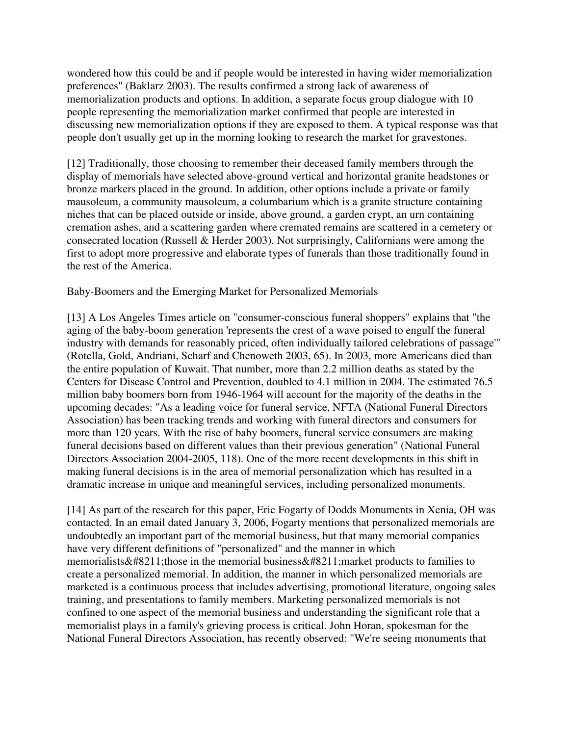wondered how this could be and if people would be interested in having wider memorialization preferences" (Baklarz 2003). The results confirmed a strong lack of awareness of memorialization products and options. In addition, a separate focus group dialogue with 10 people representing the memorialization market confirmed that people are interested in discussing new memorialization options if they are exposed to them. A typical response was that people don't usually get up in the morning looking to research the market for gravestones.

[12] Traditionally, those choosing to remember their deceased family members through the display of memorials have selected above-ground vertical and horizontal granite headstones or bronze markers placed in the ground. In addition, other options include a private or family mausoleum, a community mausoleum, a columbarium which is a granite structure containing niches that can be placed outside or inside, above ground, a garden crypt, an urn containing cremation ashes, and a scattering garden where cremated remains are scattered in a cemetery or consecrated location (Russell & Herder 2003). Not surprisingly, Californians were among the first to adopt more progressive and elaborate types of funerals than those traditionally found in the rest of the America.

## Baby-Boomers and the Emerging Market for Personalized Memorials

[13] A Los Angeles Times article on "consumer-conscious funeral shoppers" explains that "the aging of the baby-boom generation 'represents the crest of a wave poised to engulf the funeral industry with demands for reasonably priced, often individually tailored celebrations of passage'" (Rotella, Gold, Andriani, Scharf and Chenoweth 2003, 65). In 2003, more Americans died than the entire population of Kuwait. That number, more than 2.2 million deaths as stated by the Centers for Disease Control and Prevention, doubled to 4.1 million in 2004. The estimated 76.5 million baby boomers born from 1946-1964 will account for the majority of the deaths in the upcoming decades: "As a leading voice for funeral service, NFTA (National Funeral Directors Association) has been tracking trends and working with funeral directors and consumers for more than 120 years. With the rise of baby boomers, funeral service consumers are making funeral decisions based on different values than their previous generation" (National Funeral Directors Association 2004-2005, 118). One of the more recent developments in this shift in making funeral decisions is in the area of memorial personalization which has resulted in a dramatic increase in unique and meaningful services, including personalized monuments.

[14] As part of the research for this paper, Eric Fogarty of Dodds Monuments in Xenia, OH was contacted. In an email dated January 3, 2006, Fogarty mentions that personalized memorials are undoubtedly an important part of the memorial business, but that many memorial companies have very different definitions of "personalized" and the manner in which memorialists&#8211;those in the memorial business&#8211;market products to families to create a personalized memorial. In addition, the manner in which personalized memorials are marketed is a continuous process that includes advertising, promotional literature, ongoing sales training, and presentations to family members. Marketing personalized memorials is not confined to one aspect of the memorial business and understanding the significant role that a memorialist plays in a family's grieving process is critical. John Horan, spokesman for the National Funeral Directors Association, has recently observed: "We're seeing monuments that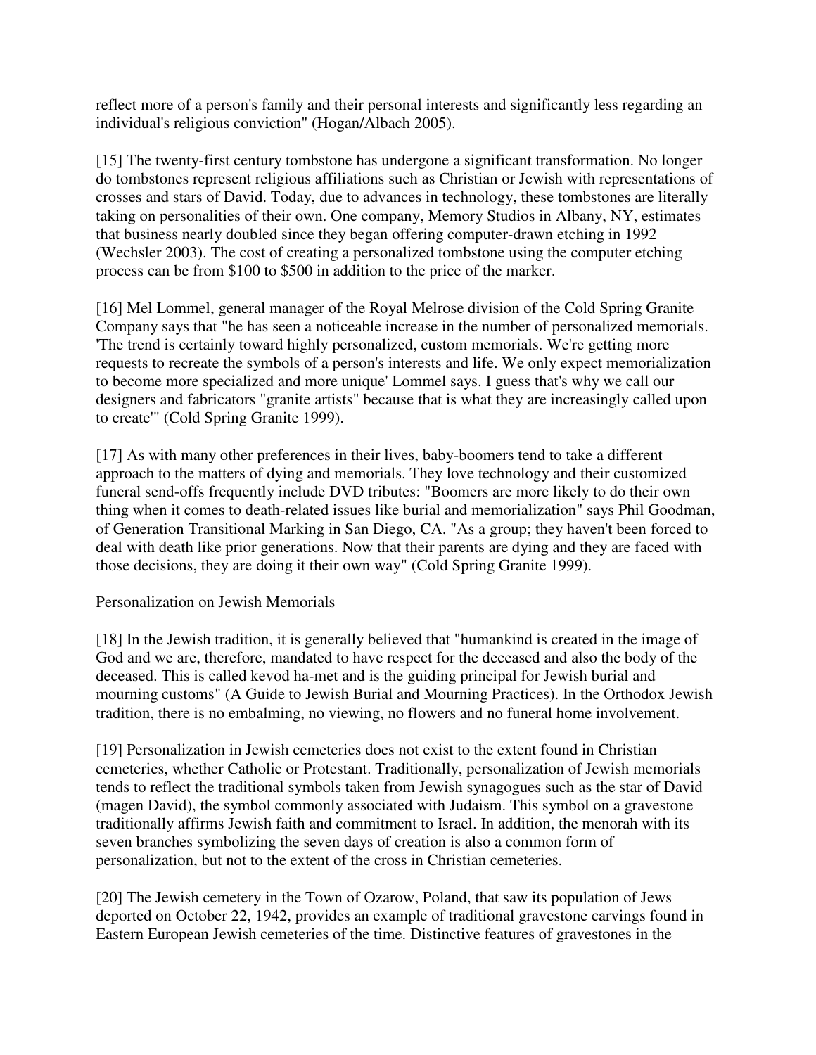reflect more of a person's family and their personal interests and significantly less regarding an individual's religious conviction" (Hogan/Albach 2005).

[15] The twenty-first century tombstone has undergone a significant transformation. No longer do tombstones represent religious affiliations such as Christian or Jewish with representations of crosses and stars of David. Today, due to advances in technology, these tombstones are literally taking on personalities of their own. One company, Memory Studios in Albany, NY, estimates that business nearly doubled since they began offering computer-drawn etching in 1992 (Wechsler 2003). The cost of creating a personalized tombstone using the computer etching process can be from $100 to $500 in addition to the price of the marker.

[16] Mel Lommel, general manager of the Royal Melrose division of the Cold Spring Granite Company says that "he has seen a noticeable increase in the number of personalized memorials. 'The trend is certainly toward highly personalized, custom memorials. We're getting more requests to recreate the symbols of a person's interests and life. We only expect memorialization to become more specialized and more unique' Lommel says. I guess that's why we call our designers and fabricators "granite artists" because that is what they are increasingly called upon to create'" (Cold Spring Granite 1999).

[17] As with many other preferences in their lives, baby-boomers tend to take a different approach to the matters of dying and memorials. They love technology and their customized funeral send-offs frequently include DVD tributes: "Boomers are more likely to do their own thing when it comes to death-related issues like burial and memorialization" says Phil Goodman, of Generation Transitional Marking in San Diego, CA. "As a group; they haven't been forced to deal with death like prior generations. Now that their parents are dying and they are faced with those decisions, they are doing it their own way" (Cold Spring Granite 1999).

## Personalization on Jewish Memorials

[18] In the Jewish tradition, it is generally believed that "humankind is created in the image of God and we are, therefore, mandated to have respect for the deceased and also the body of the deceased. This is called kevod ha-met and is the guiding principal for Jewish burial and mourning customs" (A Guide to Jewish Burial and Mourning Practices). In the Orthodox Jewish tradition, there is no embalming, no viewing, no flowers and no funeral home involvement.

[19] Personalization in Jewish cemeteries does not exist to the extent found in Christian cemeteries, whether Catholic or Protestant. Traditionally, personalization of Jewish memorials tends to reflect the traditional symbols taken from Jewish synagogues such as the star of David (magen David), the symbol commonly associated with Judaism. This symbol on a gravestone traditionally affirms Jewish faith and commitment to Israel. In addition, the menorah with its seven branches symbolizing the seven days of creation is also a common form of personalization, but not to the extent of the cross in Christian cemeteries.

[20] The Jewish cemetery in the Town of Ozarow, Poland, that saw its population of Jews deported on October 22, 1942, provides an example of traditional gravestone carvings found in Eastern European Jewish cemeteries of the time. Distinctive features of gravestones in the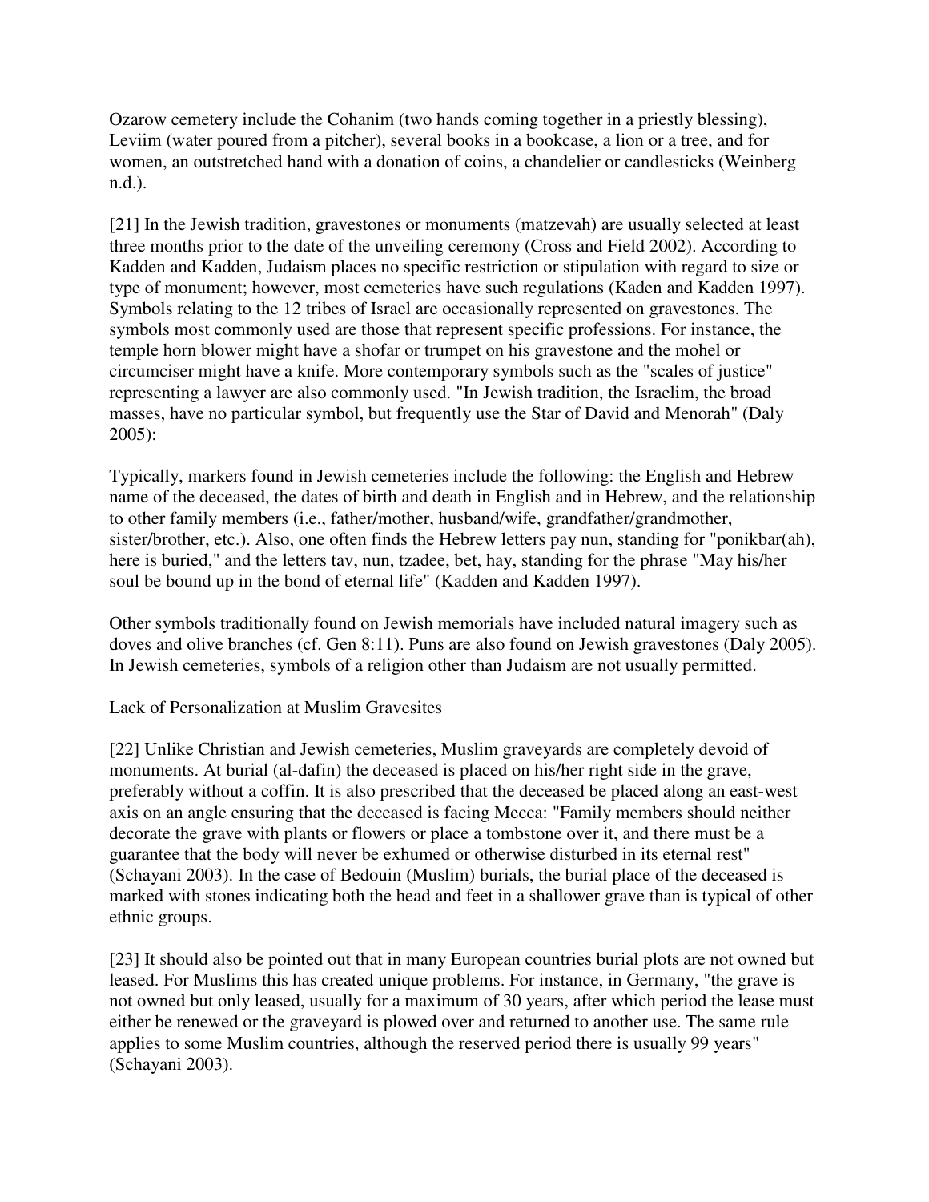Ozarow cemetery include the Cohanim (two hands coming together in a priestly blessing), Leviim (water poured from a pitcher), several books in a bookcase, a lion or a tree, and for women, an outstretched hand with a donation of coins, a chandelier or candlesticks (Weinberg n.d.).

[21] In the Jewish tradition, gravestones or monuments (matzevah) are usually selected at least three months prior to the date of the unveiling ceremony (Cross and Field 2002). According to Kadden and Kadden, Judaism places no specific restriction or stipulation with regard to size or type of monument; however, most cemeteries have such regulations (Kaden and Kadden 1997). Symbols relating to the 12 tribes of Israel are occasionally represented on gravestones. The symbols most commonly used are those that represent specific professions. For instance, the temple horn blower might have a shofar or trumpet on his gravestone and the mohel or circumciser might have a knife. More contemporary symbols such as the "scales of justice" representing a lawyer are also commonly used. "In Jewish tradition, the Israelim, the broad masses, have no particular symbol, but frequently use the Star of David and Menorah" (Daly 2005):

Typically, markers found in Jewish cemeteries include the following: the English and Hebrew name of the deceased, the dates of birth and death in English and in Hebrew, and the relationship to other family members (i.e., father/mother, husband/wife, grandfather/grandmother, sister/brother, etc.). Also, one often finds the Hebrew letters pay nun, standing for "ponikbar(ah), here is buried," and the letters tav, nun, tzadee, bet, hay, standing for the phrase "May his/her soul be bound up in the bond of eternal life" (Kadden and Kadden 1997).

Other symbols traditionally found on Jewish memorials have included natural imagery such as doves and olive branches (cf. Gen 8:11). Puns are also found on Jewish gravestones (Daly 2005). In Jewish cemeteries, symbols of a religion other than Judaism are not usually permitted.

## Lack of Personalization at Muslim Gravesites

[22] Unlike Christian and Jewish cemeteries, Muslim graveyards are completely devoid of monuments. At burial (al-dafin) the deceased is placed on his/her right side in the grave, preferably without a coffin. It is also prescribed that the deceased be placed along an east-west axis on an angle ensuring that the deceased is facing Mecca: "Family members should neither decorate the grave with plants or flowers or place a tombstone over it, and there must be a guarantee that the body will never be exhumed or otherwise disturbed in its eternal rest" (Schayani 2003). In the case of Bedouin (Muslim) burials, the burial place of the deceased is marked with stones indicating both the head and feet in a shallower grave than is typical of other ethnic groups.

[23] It should also be pointed out that in many European countries burial plots are not owned but leased. For Muslims this has created unique problems. For instance, in Germany, "the grave is not owned but only leased, usually for a maximum of 30 years, after which period the lease must either be renewed or the graveyard is plowed over and returned to another use. The same rule applies to some Muslim countries, although the reserved period there is usually 99 years" (Schayani 2003).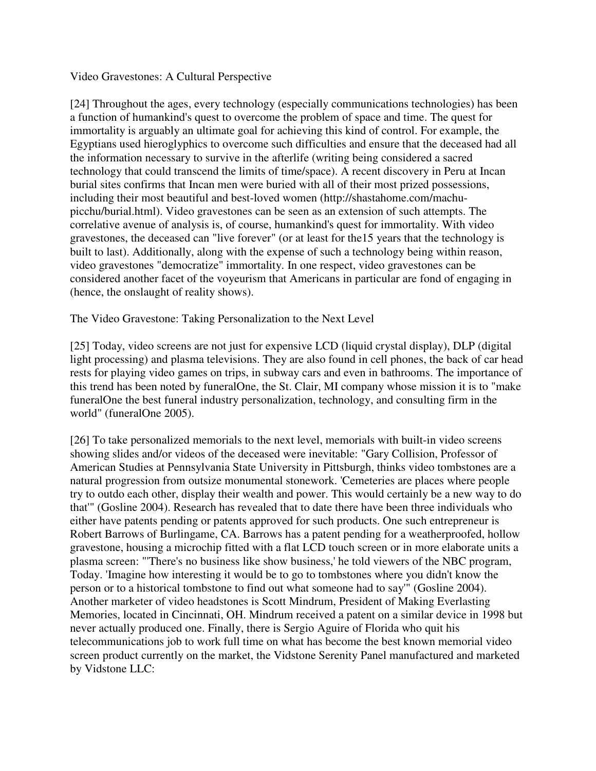## Video Gravestones: A Cultural Perspective

[24] Throughout the ages, every technology (especially communications technologies) has been a function of humankind's quest to overcome the problem of space and time. The quest for immortality is arguably an ultimate goal for achieving this kind of control. For example, the Egyptians used hieroglyphics to overcome such difficulties and ensure that the deceased had all the information necessary to survive in the afterlife (writing being considered a sacred technology that could transcend the limits of time/space). A recent discovery in Peru at Incan burial sites confirms that Incan men were buried with all of their most prized possessions, including their most beautiful and best-loved women (http://shastahome.com/machu-picchu/burial.html). Video gravestones can be seen as an extension of such attempts. The correlative avenue of analysis is, of course, humankind's quest for immortality. With video gravestones, the deceased can "live forever" (or at least for the15 years that the technology is built to last). Additionally, along with the expense of such a technology being within reason, video gravestones "democratize" immortality. In one respect, video gravestones can be considered another facet of the voyeurism that Americans in particular are fond of engaging in (hence, the onslaught of reality shows).

## The Video Gravestone: Taking Personalization to the Next Level

[25] Today, video screens are not just for expensive LCD (liquid crystal display), DLP (digital light processing) and plasma televisions. They are also found in cell phones, the back of car head rests for playing video games on trips, in subway cars and even in bathrooms. The importance of this trend has been noted by funeralOne, the St. Clair, MI company whose mission it is to "make funeralOne the best funeral industry personalization, technology, and consulting firm in the world" (funeralOne 2005).

[26] To take personalized memorials to the next level, memorials with built-in video screens showing slides and/or videos of the deceased were inevitable: "Gary Collision, Professor of American Studies at Pennsylvania State University in Pittsburgh, thinks video tombstones are a natural progression from outsize monumental stonework. 'Cemeteries are places where people try to outdo each other, display their wealth and power. This would certainly be a new way to do that'" (Gosline 2004). Research has revealed that to date there have been three individuals who either have patents pending or patents approved for such products. One such entrepreneur is Robert Barrows of Burlingame, CA. Barrows has a patent pending for a weatherproofed, hollow gravestone, housing a microchip fitted with a flat LCD touch screen or in more elaborate units a plasma screen: "'There's no business like show business,' he told viewers of the NBC program, Today. 'Imagine how interesting it would be to go to tombstones where you didn't know the person or to a historical tombstone to find out what someone had to say'" (Gosline 2004). Another marketer of video headstones is Scott Mindrum, President of Making Everlasting Memories, located in Cincinnati, OH. Mindrum received a patent on a similar device in 1998 but never actually produced one. Finally, there is Sergio Aguire of Florida who quit his telecommunications job to work full time on what has become the best known memorial video screen product currently on the market, the Vidstone Serenity Panel manufactured and marketed by Vidstone LLC: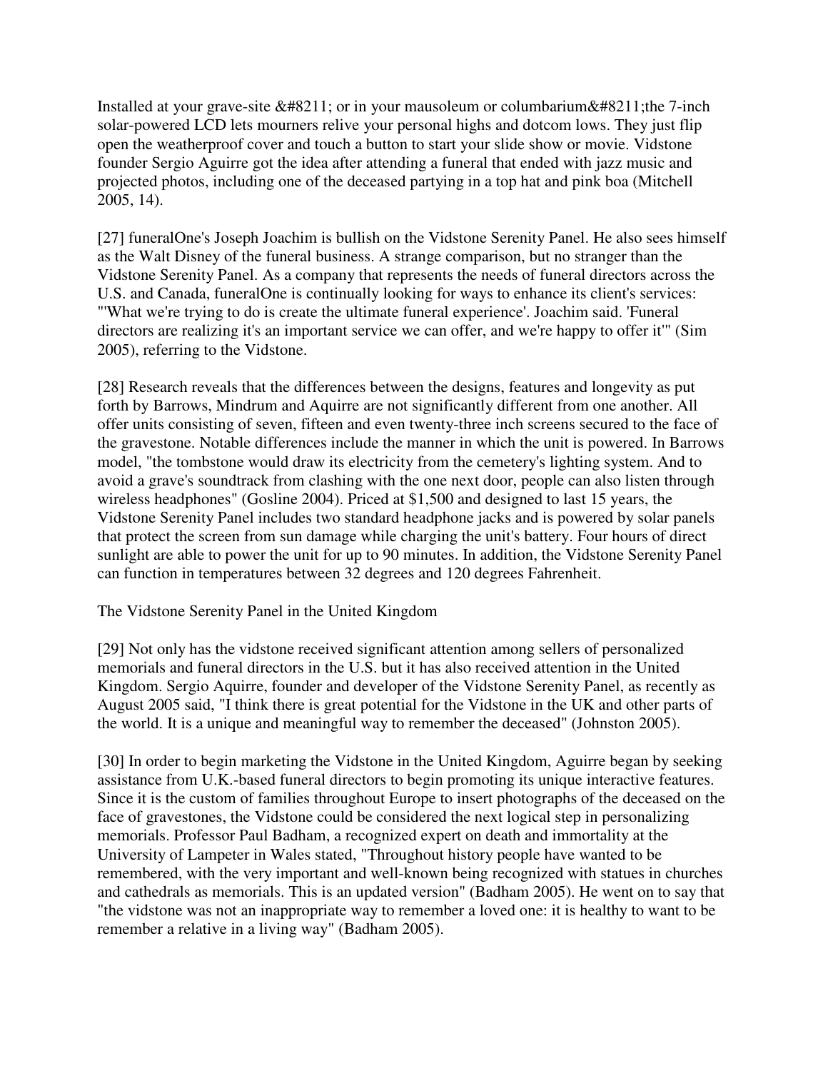Installed at your grave-site &#8211; or in your mausoleum or columbarium&#8211;the 7-inch solar-powered LCD lets mourners relive your personal highs and dotcom lows. They just flip open the weatherproof cover and touch a button to start your slide show or movie. Vidstone founder Sergio Aguirre got the idea after attending a funeral that ended with jazz music and projected photos, including one of the deceased partying in a top hat and pink boa (Mitchell 2005, 14).

[27] funeralOne's Joseph Joachim is bullish on the Vidstone Serenity Panel. He also sees himself as the Walt Disney of the funeral business. A strange comparison, but no stranger than the Vidstone Serenity Panel. As a company that represents the needs of funeral directors across the U.S. and Canada, funeralOne is continually looking for ways to enhance its client's services: "'What we're trying to do is create the ultimate funeral experience'. Joachim said. 'Funeral directors are realizing it's an important service we can offer, and we're happy to offer it'" (Sim 2005), referring to the Vidstone.

[28] Research reveals that the differences between the designs, features and longevity as put forth by Barrows, Mindrum and Aquirre are not significantly different from one another. All offer units consisting of seven, fifteen and even twenty-three inch screens secured to the face of the gravestone. Notable differences include the manner in which the unit is powered. In Barrows model, "the tombstone would draw its electricity from the cemetery's lighting system. And to avoid a grave's soundtrack from clashing with the one next door, people can also listen through wireless headphones" (Gosline 2004). Priced at $1,500 and designed to last 15 years, the Vidstone Serenity Panel includes two standard headphone jacks and is powered by solar panels that protect the screen from sun damage while charging the unit's battery. Four hours of direct sunlight are able to power the unit for up to 90 minutes. In addition, the Vidstone Serenity Panel can function in temperatures between 32 degrees and 120 degrees Fahrenheit.

## The Vidstone Serenity Panel in the United Kingdom

[29] Not only has the vidstone received significant attention among sellers of personalized memorials and funeral directors in the U.S. but it has also received attention in the United Kingdom. Sergio Aquirre, founder and developer of the Vidstone Serenity Panel, as recently as August 2005 said, "I think there is great potential for the Vidstone in the UK and other parts of the world. It is a unique and meaningful way to remember the deceased" (Johnston 2005).

[30] In order to begin marketing the Vidstone in the United Kingdom, Aguirre began by seeking assistance from U.K.-based funeral directors to begin promoting its unique interactive features. Since it is the custom of families throughout Europe to insert photographs of the deceased on the face of gravestones, the Vidstone could be considered the next logical step in personalizing memorials. Professor Paul Badham, a recognized expert on death and immortality at the University of Lampeter in Wales stated, "Throughout history people have wanted to be remembered, with the very important and well-known being recognized with statues in churches and cathedrals as memorials. This is an updated version" (Badham 2005). He went on to say that "the vidstone was not an inappropriate way to remember a loved one: it is healthy to want to be remember a relative in a living way" (Badham 2005).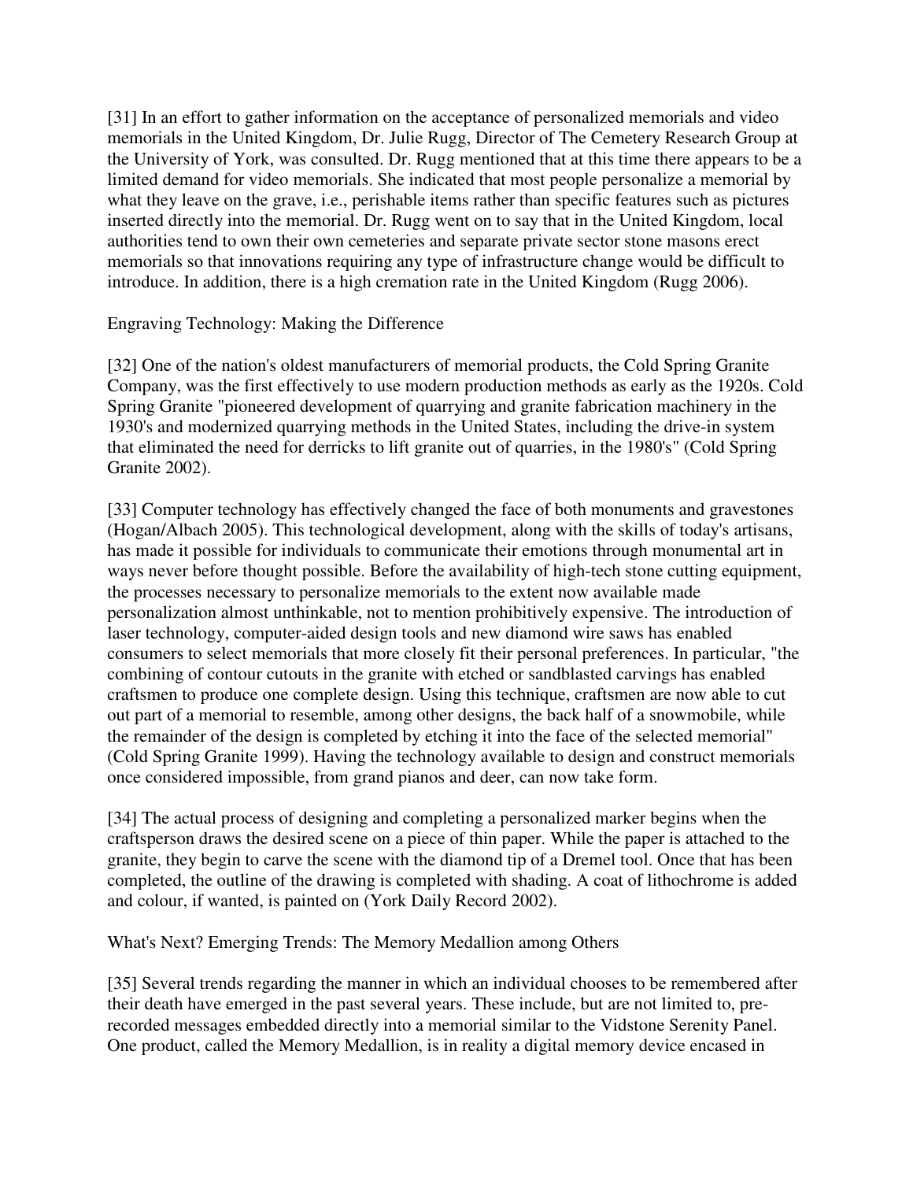[31] In an effort to gather information on the acceptance of personalized memorials and video memorials in the United Kingdom, Dr. Julie Rugg, Director of The Cemetery Research Group at the University of York, was consulted. Dr. Rugg mentioned that at this time there appears to be a limited demand for video memorials. She indicated that most people personalize a memorial by what they leave on the grave, i.e., perishable items rather than specific features such as pictures inserted directly into the memorial. Dr. Rugg went on to say that in the United Kingdom, local authorities tend to own their own cemeteries and separate private sector stone masons erect memorials so that innovations requiring any type of infrastructure change would be difficult to introduce. In addition, there is a high cremation rate in the United Kingdom (Rugg 2006).

## Engraving Technology: Making the Difference

[32] One of the nation's oldest manufacturers of memorial products, the Cold Spring Granite Company, was the first effectively to use modern production methods as early as the 1920s. Cold Spring Granite "pioneered development of quarrying and granite fabrication machinery in the 1930's and modernized quarrying methods in the United States, including the drive-in system that eliminated the need for derricks to lift granite out of quarries, in the 1980's" (Cold Spring Granite 2002).

[33] Computer technology has effectively changed the face of both monuments and gravestones (Hogan/Albach 2005). This technological development, along with the skills of today's artisans, has made it possible for individuals to communicate their emotions through monumental art in ways never before thought possible. Before the availability of high-tech stone cutting equipment, the processes necessary to personalize memorials to the extent now available made personalization almost unthinkable, not to mention prohibitively expensive. The introduction of laser technology, computer-aided design tools and new diamond wire saws has enabled consumers to select memorials that more closely fit their personal preferences. In particular, "the combining of contour cutouts in the granite with etched or sandblasted carvings has enabled craftsmen to produce one complete design. Using this technique, craftsmen are now able to cut out part of a memorial to resemble, among other designs, the back half of a snowmobile, while the remainder of the design is completed by etching it into the face of the selected memorial" (Cold Spring Granite 1999). Having the technology available to design and construct memorials once considered impossible, from grand pianos and deer, can now take form.

[34] The actual process of designing and completing a personalized marker begins when the craftsperson draws the desired scene on a piece of thin paper. While the paper is attached to the granite, they begin to carve the scene with the diamond tip of a Dremel tool. Once that has been completed, the outline of the drawing is completed with shading. A coat of lithochrome is added and colour, if wanted, is painted on (York Daily Record 2002).

## What's Next? Emerging Trends: The Memory Medallion among Others

[35] Several trends regarding the manner in which an individual chooses to be remembered after their death have emerged in the past several years. These include, but are not limited to, pre-recorded messages embedded directly into a memorial similar to the Vidstone Serenity Panel. One product, called the Memory Medallion, is in reality a digital memory device encased in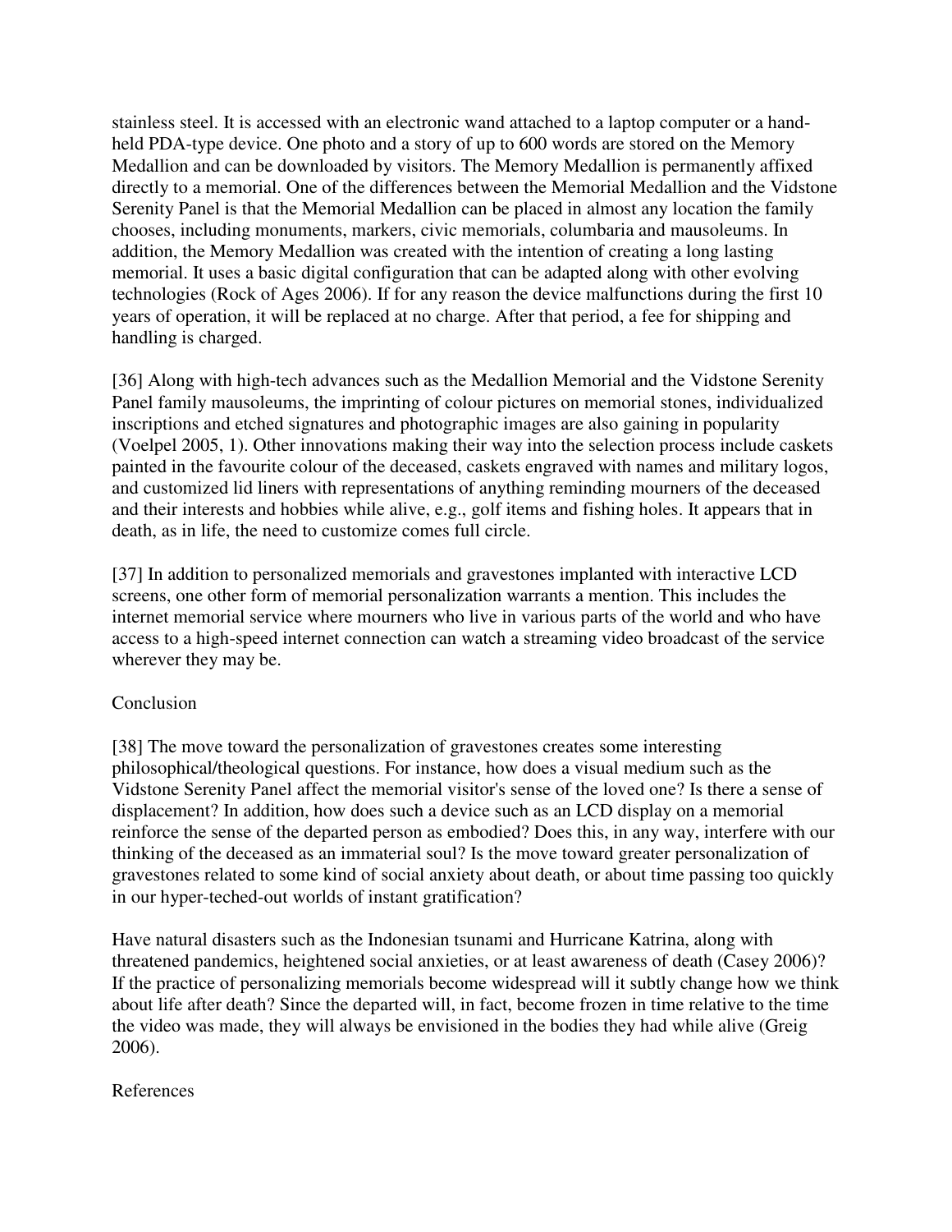stainless steel. It is accessed with an electronic wand attached to a laptop computer or a hand-held PDA-type device. One photo and a story of up to 600 words are stored on the Memory Medallion and can be downloaded by visitors. The Memory Medallion is permanently affixed directly to a memorial. One of the differences between the Memorial Medallion and the Vidstone Serenity Panel is that the Memorial Medallion can be placed in almost any location the family chooses, including monuments, markers, civic memorials, columbaria and mausoleums. In addition, the Memory Medallion was created with the intention of creating a long lasting memorial. It uses a basic digital configuration that can be adapted along with other evolving technologies (Rock of Ages 2006). If for any reason the device malfunctions during the first 10 years of operation, it will be replaced at no charge. After that period, a fee for shipping and handling is charged.

[36] Along with high-tech advances such as the Medallion Memorial and the Vidstone Serenity Panel family mausoleums, the imprinting of colour pictures on memorial stones, individualized inscriptions and etched signatures and photographic images are also gaining in popularity (Voelpel 2005, 1). Other innovations making their way into the selection process include caskets painted in the favourite colour of the deceased, caskets engraved with names and military logos, and customized lid liners with representations of anything reminding mourners of the deceased and their interests and hobbies while alive, e.g., golf items and fishing holes. It appears that in death, as in life, the need to customize comes full circle.

[37] In addition to personalized memorials and gravestones implanted with interactive LCD screens, one other form of memorial personalization warrants a mention. This includes the internet memorial service where mourners who live in various parts of the world and who have access to a high-speed internet connection can watch a streaming video broadcast of the service wherever they may be.

## Conclusion

[38] The move toward the personalization of gravestones creates some interesting philosophical/theological questions. For instance, how does a visual medium such as the Vidstone Serenity Panel affect the memorial visitor's sense of the loved one? Is there a sense of displacement? In addition, how does such a device such as an LCD display on a memorial reinforce the sense of the departed person as embodied? Does this, in any way, interfere with our thinking of the deceased as an immaterial soul? Is the move toward greater personalization of gravestones related to some kind of social anxiety about death, or about time passing too quickly in our hyper-teched-out worlds of instant gratification?

Have natural disasters such as the Indonesian tsunami and Hurricane Katrina, along with threatened pandemics, heightened social anxieties, or at least awareness of death (Casey 2006)? If the practice of personalizing memorials become widespread will it subtly change how we think about life after death? Since the departed will, in fact, become frozen in time relative to the time the video was made, they will always be envisioned in the bodies they had while alive (Greig 2006).

## References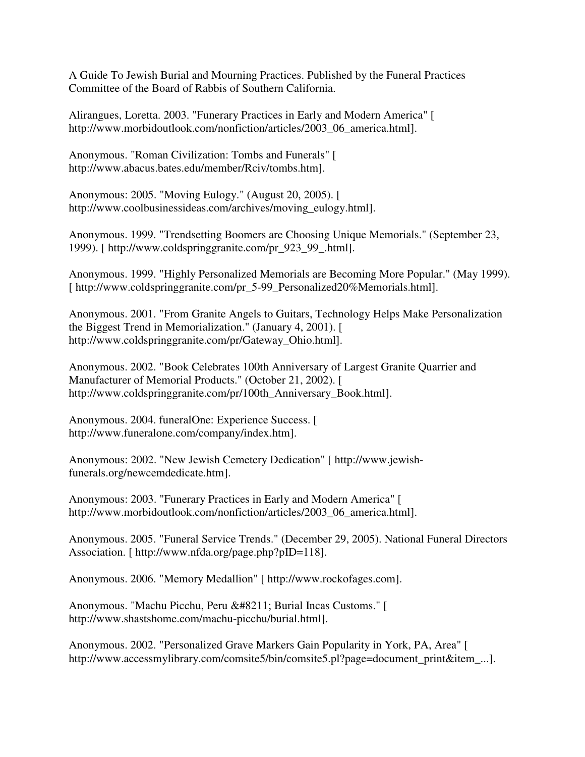A Guide To Jewish Burial and Mourning Practices. Published by the Funeral Practices Committee of the Board of Rabbis of Southern California.

Alirangues, Loretta. 2003. "Funerary Practices in Early and Modern America" [ http://www.morbidoutlook.com/nonfiction/articles/2003_06_america.html].

Anonymous. "Roman Civilization: Tombs and Funerals" [ http://www.abacus.bates.edu/member/Rciv/tombs.htm].

Anonymous: 2005. "Moving Eulogy." (August 20, 2005). [ http://www.coolbusinessideas.com/archives/moving_eulogy.html].

Anonymous. 1999. "Trendsetting Boomers are Choosing Unique Memorials." (September 23, 1999). [ http://www.coldspringgranite.com/pr_923_99_.html].

Anonymous. 1999. "Highly Personalized Memorials are Becoming More Popular." (May 1999). [ http://www.coldspringgranite.com/pr_5-99_Personalized20%Memorials.html].

Anonymous. 2001. "From Granite Angels to Guitars, Technology Helps Make Personalization the Biggest Trend in Memorialization." (January 4, 2001). [ http://www.coldspringgranite.com/pr/Gateway_Ohio.html].

Anonymous. 2002. "Book Celebrates 100th Anniversary of Largest Granite Quarrier and Manufacturer of Memorial Products." (October 21, 2002). [ http://www.coldspringgranite.com/pr/100th_Anniversary_Book.html].

Anonymous. 2004. funeralOne: Experience Success. [ http://www.funeralone.com/company/index.htm].

Anonymous: 2002. "New Jewish Cemetery Dedication" [ http://www.jewish-funerals.org/newcemdedicate.htm].

Anonymous: 2003. "Funerary Practices in Early and Modern America" [ http://www.morbidoutlook.com/nonfiction/articles/2003_06_america.html].

Anonymous. 2005. "Funeral Service Trends." (December 29, 2005). National Funeral Directors Association. [ http://www.nfda.org/page.php?pID=118].

Anonymous. 2006. "Memory Medallion" [ http://www.rockofages.com].

Anonymous. "Machu Picchu, Peru &#8211; Burial Incas Customs." [ http://www.shastshome.com/machu-picchu/burial.html].

Anonymous. 2002. "Personalized Grave Markers Gain Popularity in York, PA, Area" [ http://www.accessmylibrary.com/comsite5/bin/comsite5.pl?page=document_print&item_...].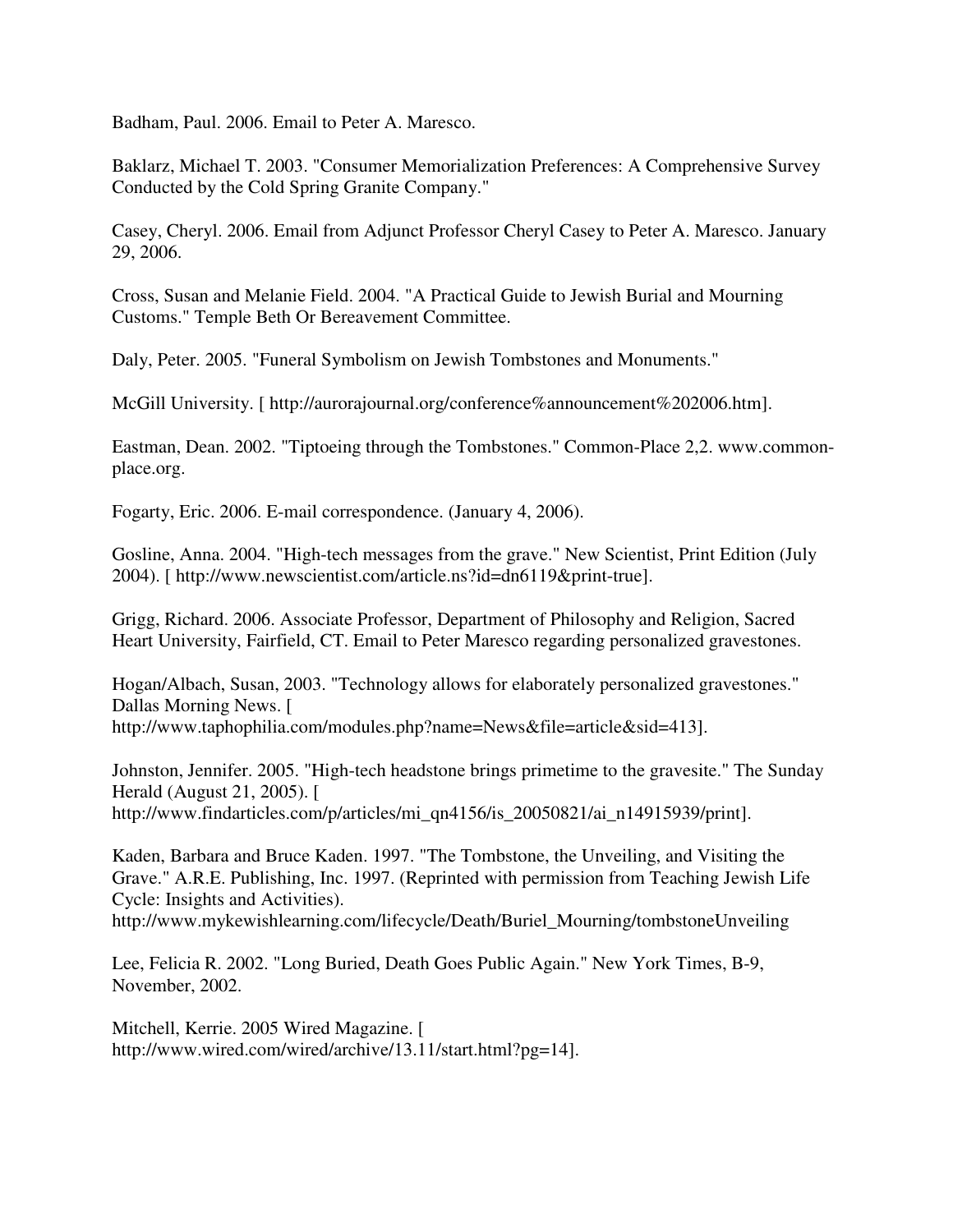Badham, Paul. 2006. Email to Peter A. Maresco.

Baklarz, Michael T. 2003. "Consumer Memorialization Preferences: A Comprehensive Survey Conducted by the Cold Spring Granite Company."

Casey, Cheryl. 2006. Email from Adjunct Professor Cheryl Casey to Peter A. Maresco. January 29, 2006.

Cross, Susan and Melanie Field. 2004. "A Practical Guide to Jewish Burial and Mourning Customs." Temple Beth Or Bereavement Committee.

Daly, Peter. 2005. "Funeral Symbolism on Jewish Tombstones and Monuments."

McGill University. [ http://aurorajournal.org/conference%announcement%202006.htm].

Eastman, Dean. 2002. "Tiptoeing through the Tombstones." Common-Place 2,2. www.common-place.org.

Fogarty, Eric. 2006. E-mail correspondence. (January 4, 2006).

Gosline, Anna. 2004. "High-tech messages from the grave." New Scientist, Print Edition (July 2004). [ http://www.newscientist.com/article.ns?id=dn6119&print-true].

Grigg, Richard. 2006. Associate Professor, Department of Philosophy and Religion, Sacred Heart University, Fairfield, CT. Email to Peter Maresco regarding personalized gravestones.

Hogan/Albach, Susan, 2003. "Technology allows for elaborately personalized gravestones." Dallas Morning News. [ http://www.taphophilia.com/modules.php?name=News&file=article&sid=413].

Johnston, Jennifer. 2005. "High-tech headstone brings primetime to the gravesite." The Sunday Herald (August 21, 2005). [ http://www.findarticles.com/p/articles/mi_qn4156/is_20050821/ai_n14915939/print].

Kaden, Barbara and Bruce Kaden. 1997. "The Tombstone, the Unveiling, and Visiting the Grave." A.R.E. Publishing, Inc. 1997. (Reprinted with permission from Teaching Jewish Life Cycle: Insights and Activities). http://www.mykewishlearning.com/lifecycle/Death/Buriel_Mourning/tombstoneUnveiling

Lee, Felicia R. 2002. "Long Buried, Death Goes Public Again." New York Times, B-9, November, 2002.

Mitchell, Kerrie. 2005 Wired Magazine. [ http://www.wired.com/wired/archive/13.11/start.html?pg=14].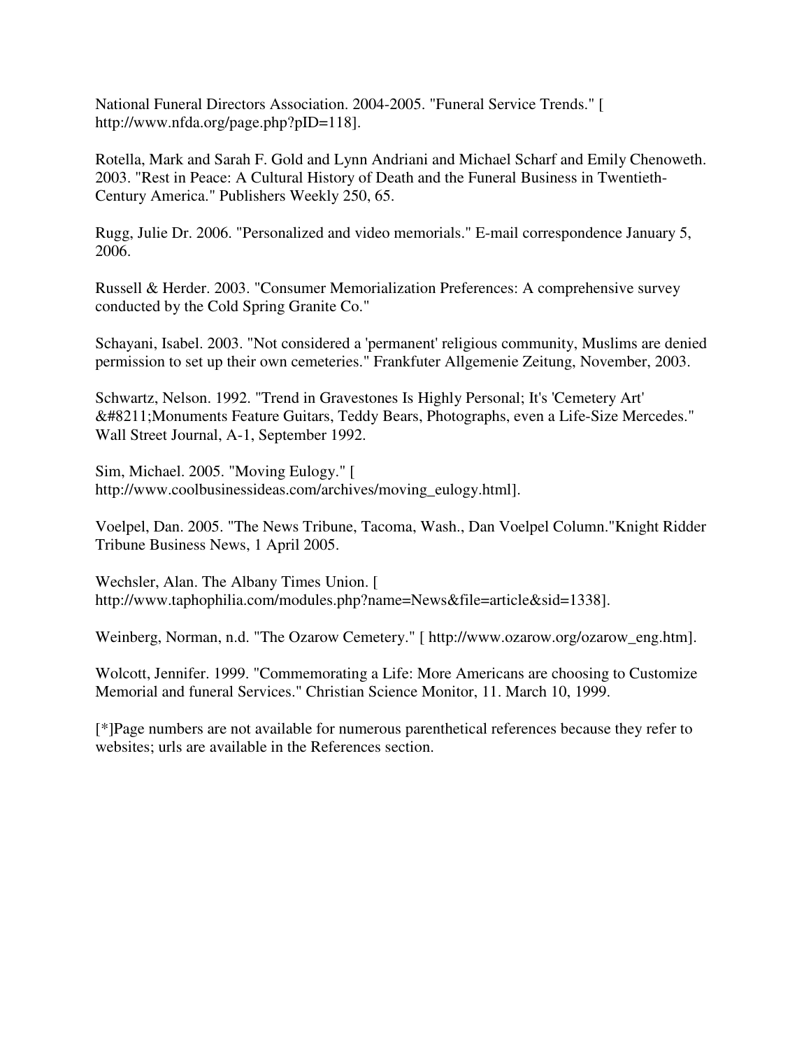National Funeral Directors Association. 2004-2005. "Funeral Service Trends." [ http://www.nfda.org/page.php?pID=118].

Rotella, Mark and Sarah F. Gold and Lynn Andriani and Michael Scharf and Emily Chenoweth. 2003. "Rest in Peace: A Cultural History of Death and the Funeral Business in Twentieth-Century America." Publishers Weekly 250, 65.

Rugg, Julie Dr. 2006. "Personalized and video memorials." E-mail correspondence January 5, 2006.

Russell & Herder. 2003. "Consumer Memorialization Preferences: A comprehensive survey conducted by the Cold Spring Granite Co."

Schayani, Isabel. 2003. "Not considered a 'permanent' religious community, Muslims are denied permission to set up their own cemeteries." Frankfuter Allgemenie Zeitung, November, 2003.

Schwartz, Nelson. 1992. "Trend in Gravestones Is Highly Personal; It's 'Cemetery Art' &#8211;Monuments Feature Guitars, Teddy Bears, Photographs, even a Life-Size Mercedes." Wall Street Journal, A-1, September 1992.

Sim, Michael. 2005. "Moving Eulogy." [ http://www.coolbusinessideas.com/archives/moving_eulogy.html].

Voelpel, Dan. 2005. "The News Tribune, Tacoma, Wash., Dan Voelpel Column."Knight Ridder Tribune Business News, 1 April 2005.

Wechsler, Alan. The Albany Times Union. [ http://www.taphophilia.com/modules.php?name=News&file=article&sid=1338].

Weinberg, Norman, n.d. "The Ozarow Cemetery." [ http://www.ozarow.org/ozarow_eng.htm].

Wolcott, Jennifer. 1999. "Commemorating a Life: More Americans are choosing to Customize Memorial and funeral Services." Christian Science Monitor, 11. March 10, 1999.

[*]Page numbers are not available for numerous parenthetical references because they refer to websites; urls are available in the References section.